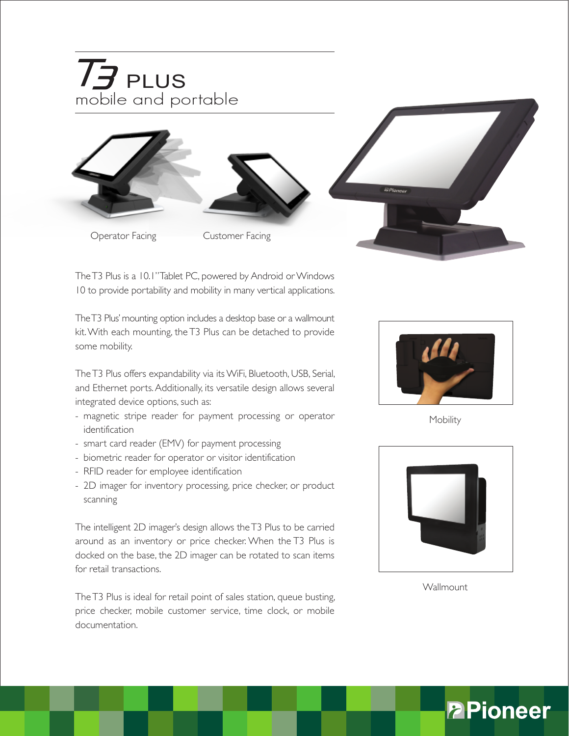# T3 PLUS
## mobile and portable

Operator Facing

Customer Facing

The T3 Plus is a 10.1" Tablet PC, powered by Android or Windows 10 to provide portability and mobility in many vertical applications.

The T3 Plus' mounting option includes a desktop base or a wallmount kit. With each mounting, the T3 Plus can be detached to provide some mobility.

The T3 Plus offers expandability via its WiFi, Bluetooth, USB, Serial, and Ethernet ports. Additionally, its versatile design allows several integrated device options, such as:

- magnetic stripe reader for payment processing or operator identification
- smart card reader (EMV) for payment processing
- biometric reader for operator or visitor identification
- RFID reader for employee identification
- 2D imager for inventory processing, price checker, or product scanning

The intelligent 2D imager's design allows the T3 Plus to be carried around as an inventory or price checker. When the T3 Plus is docked on the base, the 2D imager can be rotated to scan items for retail transactions.

The T3 Plus is ideal for retail point of sales station, queue busting, price checker, mobile customer service, time clock, or mobile documentation.

Mobility

Wallmount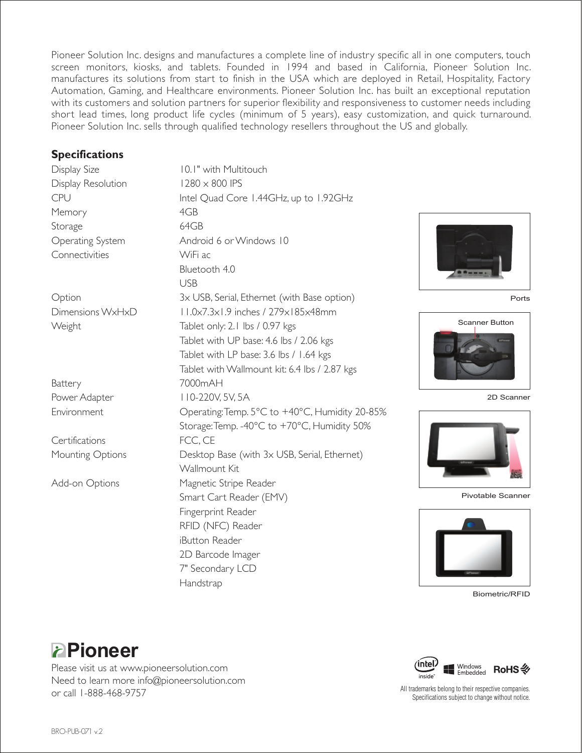Pioneer Solution Inc. designs and manufactures a complete line of industry specific all in one computers, touch screen monitors, kiosks, and tablets. Founded in 1994 and based in California, Pioneer Solution Inc. manufactures its solutions from start to finish in the USA which are deployed in Retail, Hospitality, Factory Automation, Gaming, and Healthcare environments. Pioneer Solution Inc. has built an exceptional reputation with its customers and solution partners for superior flexibility and responsiveness to customer needs including short lead times, long product life cycles (minimum of 5 years), easy customization, and quick turnaround. Pioneer Solution Inc. sells through qualified technology resellers throughout the US and globally.

## Specifications

| | |
|---|---|
| Display Size | 10.1" with Multitouch |
| Display Resolution | 1280 x 800 IPS |
| CPU | Intel Quad Core 1.44GHz, up to 1.92GHz |
| Memory | 4GB |
| Storage | 64GB |
| Operating System | Android 6 or Windows 10 |
| Connectivities | WiFi ac<br>Bluetooth 4.0<br>USB |
| Option | 3x USB, Serial, Ethernet (with Base option) |
| Dimensions WxHxD | 11.0x7.3x1.9 inches / 279x185x48mm |
| Weight | Tablet only: 2.1 lbs / 0.97 kgs<br>Tablet with UP base: 4.6 lbs / 2.06 kgs<br>Tablet with LP base: 3.6 lbs / 1.64 kgs<br>Tablet with Wallmount kit: 6.4 lbs / 2.87 kgs |
| Battery | 7000mAH |
| Power Adapter | 110-220V, 5V, 5A |
| Environment | Operating: Temp. 5°C to +40°C, Humidity 20-85%<br>Storage: Temp. -40°C to +70°C, Humidity 50% |
| Certifications | FCC, CE |
| Mounting Options | Desktop Base (with 3x USB, Serial, Ethernet)<br>Wallmount Kit |
| Add-on Options | Magnetic Stripe Reader<br>Smart Cart Reader (EMV)<br>Fingerprint Reader<br>RFID (NFC) Reader<br>iButton Reader<br>2D Barcode Imager<br>7" Secondary LCD<br>Handstrap |

Ports

Scanner Button

2D Scanner

Pivotable Scanner

Biometric/RFID

**Pioneer**

Please visit us at www.pioneersolution.com
Need to learn more info@pioneersolution.com
or call 1-888-468-9757

All trademarks belong to their respective companies.
Specifications subject to change without notice.

BRO-PUB-071 v.2